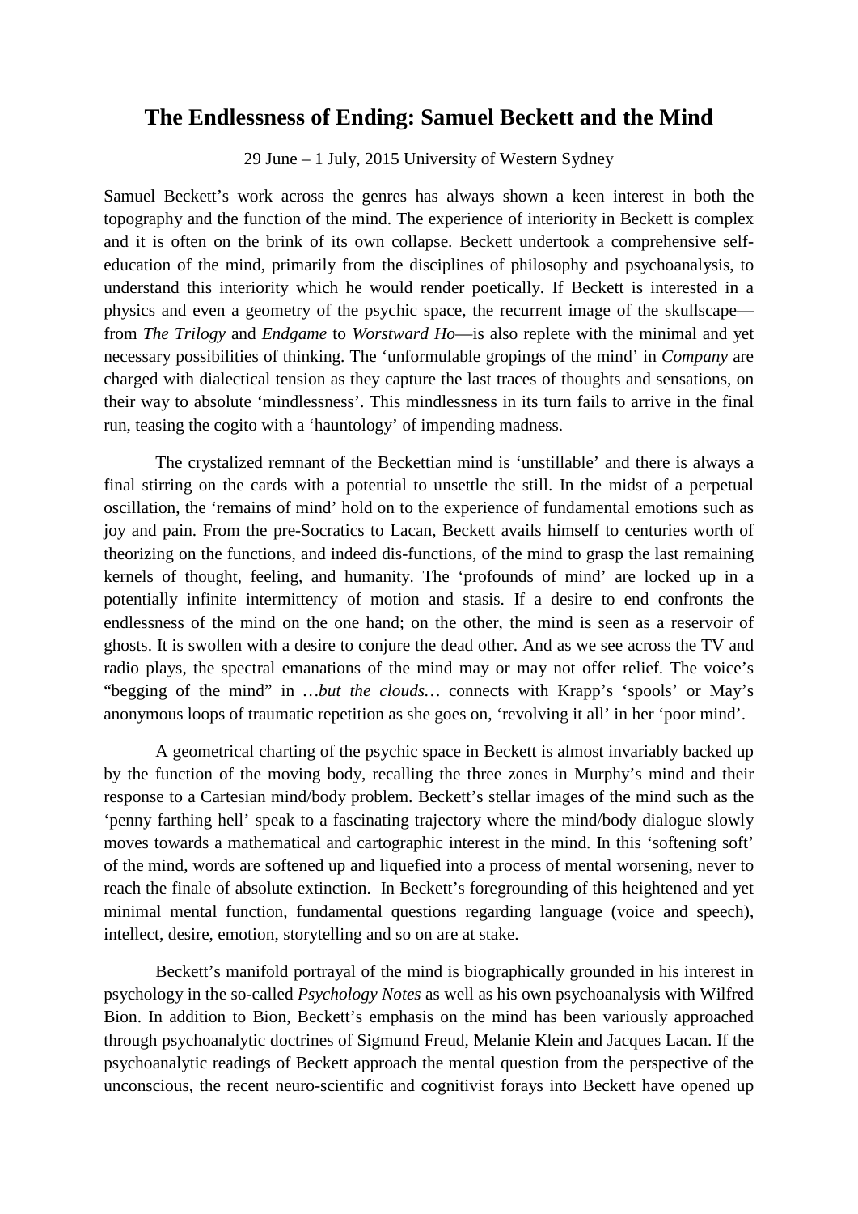# The Endlessness of Ending: Samuel Beckett and the Mind

29 June – 1 July, 2015 University of Western Sydney

Samuel Beckett's work across the genres has always shown a keen interest in both the topography and the function of the mind. The experience of interiority in Beckett is complex and it is often on the brink of its own collapse. Beckett undertook a comprehensive self-education of the mind, primarily from the disciplines of philosophy and psychoanalysis, to understand this interiority which he would render poetically. If Beckett is interested in a physics and even a geometry of the psychic space, the recurrent image of the skullscape—from *The Trilogy* and *Endgame* to *Worstward Ho*—is also replete with the minimal and yet necessary possibilities of thinking. The 'unformulable gropings of the mind' in *Company* are charged with dialectical tension as they capture the last traces of thoughts and sensations, on their way to absolute 'mindlessness'. This mindlessness in its turn fails to arrive in the final run, teasing the cogito with a 'hauntology' of impending madness.

The crystalized remnant of the Beckettian mind is 'unstillable' and there is always a final stirring on the cards with a potential to unsettle the still. In the midst of a perpetual oscillation, the 'remains of mind' hold on to the experience of fundamental emotions such as joy and pain. From the pre-Socratics to Lacan, Beckett avails himself to centuries worth of theorizing on the functions, and indeed dis-functions, of the mind to grasp the last remaining kernels of thought, feeling, and humanity. The 'profounds of mind' are locked up in a potentially infinite intermittency of motion and stasis. If a desire to end confronts the endlessness of the mind on the one hand; on the other, the mind is seen as a reservoir of ghosts. It is swollen with a desire to conjure the dead other. And as we see across the TV and radio plays, the spectral emanations of the mind may or may not offer relief. The voice's "begging of the mind" in *…but the clouds…* connects with Krapp's 'spools' or May's anonymous loops of traumatic repetition as she goes on, 'revolving it all' in her 'poor mind'.

A geometrical charting of the psychic space in Beckett is almost invariably backed up by the function of the moving body, recalling the three zones in Murphy's mind and their response to a Cartesian mind/body problem. Beckett's stellar images of the mind such as the 'penny farthing hell' speak to a fascinating trajectory where the mind/body dialogue slowly moves towards a mathematical and cartographic interest in the mind. In this 'softening soft' of the mind, words are softened up and liquefied into a process of mental worsening, never to reach the finale of absolute extinction. In Beckett's foregrounding of this heightened and yet minimal mental function, fundamental questions regarding language (voice and speech), intellect, desire, emotion, storytelling and so on are at stake.

Beckett's manifold portrayal of the mind is biographically grounded in his interest in psychology in the so-called *Psychology Notes* as well as his own psychoanalysis with Wilfred Bion. In addition to Bion, Beckett's emphasis on the mind has been variously approached through psychoanalytic doctrines of Sigmund Freud, Melanie Klein and Jacques Lacan. If the psychoanalytic readings of Beckett approach the mental question from the perspective of the unconscious, the recent neuro-scientific and cognitivist forays into Beckett have opened up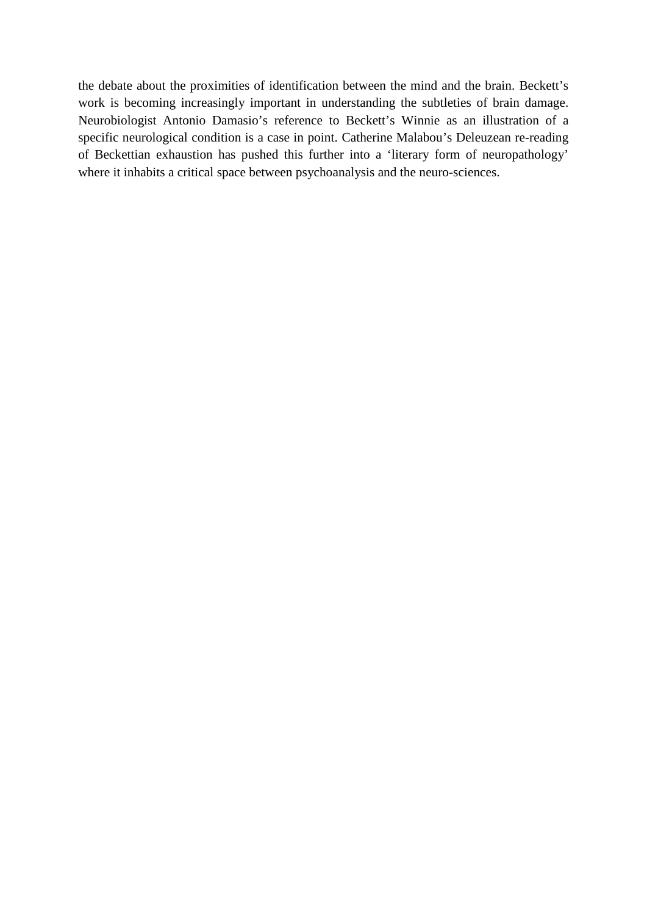the debate about the proximities of identification between the mind and the brain. Beckett’s work is becoming increasingly important in understanding the subtleties of brain damage. Neurobiologist Antonio Damasio’s reference to Beckett’s Winnie as an illustration of a specific neurological condition is a case in point. Catherine Malabou’s Deleuzean re-reading of Beckettian exhaustion has pushed this further into a ‘literary form of neuropathology’ where it inhabits a critical space between psychoanalysis and the neuro-sciences.